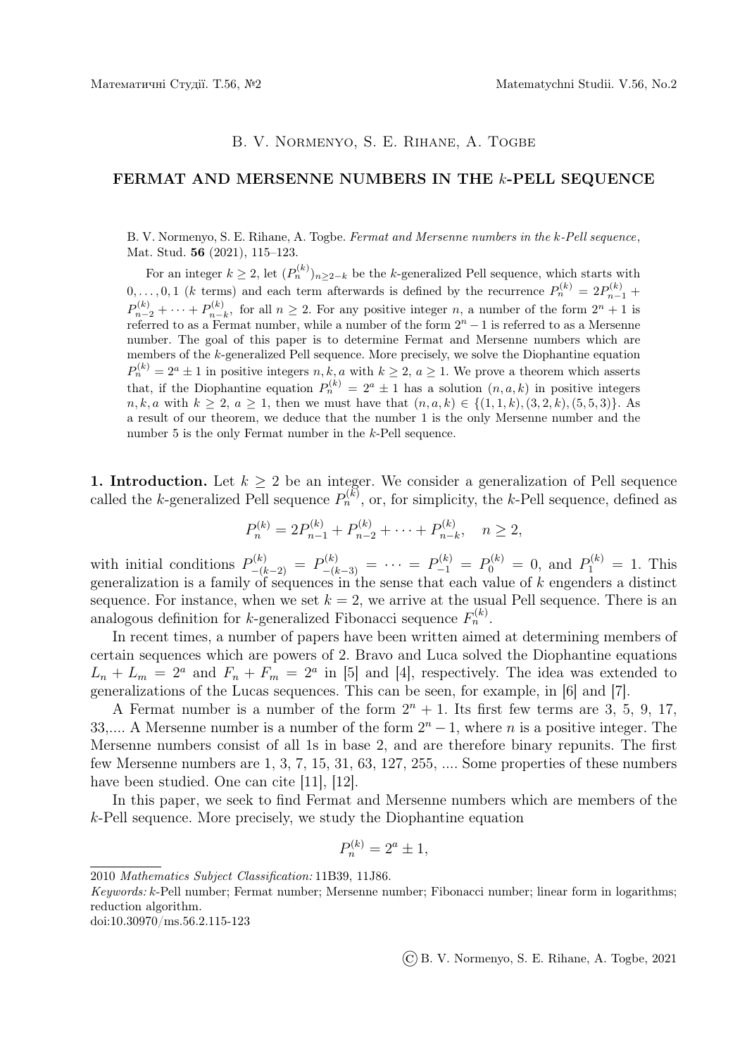B. V. Normenyo, S. E. Rihane, A. Togbe

## FERMAT AND MERSENNE NUMBERS IN THE $k$-PELL SEQUENCE

B. V. Normenyo, S. E. Rihane, A. Togbe. *Fermat and Mersenne numbers in the k-Pell sequence*, Mat. Stud. **56** (2021), 115–123.

For an integer $k \geq 2$, let $(P_n^{(k)})_{n \geq 2-k}$ be the $k$-generalized Pell sequence, which starts with $0, \ldots, 0, 1$ ($k$ terms) and each term afterwards is defined by the recurrence $P_n^{(k)} = 2P_{n-1}^{(k)} + P_{n-2}^{(k)} + \cdots + P_{n-k}^{(k)}$, for all $n \geq 2$. For any positive integer $n$, a number of the form $2^n + 1$ is referred to as a Fermat number, while a number of the form $2^n - 1$ is referred to as a Mersenne number. The goal of this paper is to determine Fermat and Mersenne numbers which are members of the $k$-generalized Pell sequence. More precisely, we solve the Diophantine equation $P_n^{(k)} = 2^a \pm 1$ in positive integers $n, k, a$ with $k \geq 2$, $a \geq 1$. We prove a theorem which asserts that, if the Diophantine equation $P_n^{(k)} = 2^a \pm 1$ has a solution $(n, a, k)$ in positive integers $n, k, a$ with $k \geq 2$, $a \geq 1$, then we must have that $(n, a, k) \in \{(1, 1, k), (3, 2, k), (5, 5, 3)\}$. As a result of our theorem, we deduce that the number 1 is the only Mersenne number and the number 5 is the only Fermat number in the $k$-Pell sequence.

**1. Introduction.** Let $k \geq 2$ be an integer. We consider a generalization of Pell sequence called the $k$-generalized Pell sequence $P_n^{(k)}$, or, for simplicity, the $k$-Pell sequence, defined as

$$P_n^{(k)} = 2P_{n-1}^{(k)} + P_{n-2}^{(k)} + \cdots + P_{n-k}^{(k)}, \quad n \geq 2,$$

with initial conditions $P_{-(k-2)}^{(k)} = P_{-(k-3)}^{(k)} = \cdots = P_{-1}^{(k)} = P_0^{(k)} = 0$, and $P_1^{(k)} = 1$. This generalization is a family of sequences in the sense that each value of $k$ engenders a distinct sequence. For instance, when we set $k = 2$, we arrive at the usual Pell sequence. There is an analogous definition for $k$-generalized Fibonacci sequence $F_n^{(k)}$.

In recent times, a number of papers have been written aimed at determining members of certain sequences which are powers of 2. Bravo and Luca solved the Diophantine equations $L_n + L_m = 2^a$ and $F_n + F_m = 2^a$ in [5] and [4], respectively. The idea was extended to generalizations of the Lucas sequences. This can be seen, for example, in [6] and [7].

A Fermat number is a number of the form $2^n + 1$. Its first few terms are 3, 5, 9, 17, 33,.... A Mersenne number is a number of the form $2^n - 1$, where $n$ is a positive integer. The Mersenne numbers consist of all 1s in base 2, and are therefore binary repunits. The first few Mersenne numbers are 1, 3, 7, 15, 31, 63, 127, 255, .... Some properties of these numbers have been studied. One can cite [11], [12].

In this paper, we seek to find Fermat and Mersenne numbers which are members of the $k$-Pell sequence. More precisely, we study the Diophantine equation

$$P_n^{(k)} = 2^a \pm 1,$$

---

2010 *Mathematics Subject Classification:* 11B39, 11J86.

*Keywords:* $k$-Pell number; Fermat number; Mersenne number; Fibonacci number; linear form in logarithms; reduction algorithm.

doi:10.30970/ms.56.2.115-123

© B. V. Normenyo, S. E. Rihane, A. Togbe, 2021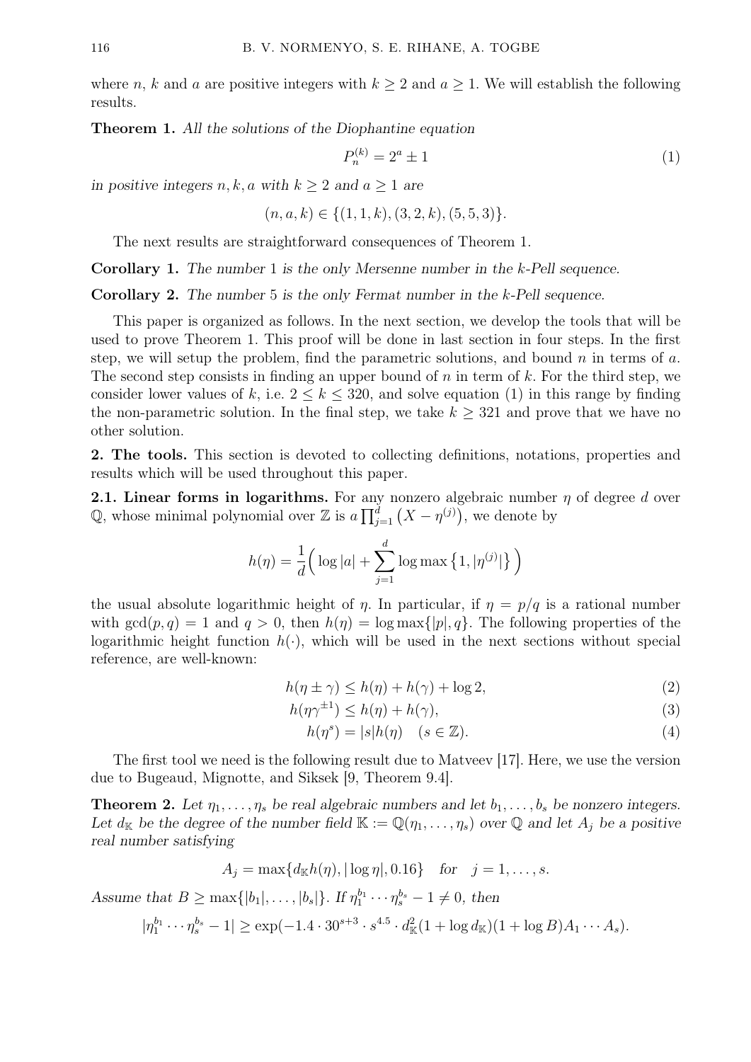where $n$, $k$ and $a$ are positive integers with $k \geq 2$ and $a \geq 1$. We will establish the following results.

**Theorem 1.** *All the solutions of the Diophantine equation*

$$P_n^{(k)} = 2^a \pm 1 \tag{1}$$

*in positive integers $n, k, a$ with $k \geq 2$ and $a \geq 1$ are*

$$(n, a, k) \in \{(1, 1, k), (3, 2, k), (5, 5, 3)\}.$$

The next results are straightforward consequences of Theorem 1.

**Corollary 1.** *The number 1 is the only Mersenne number in the k-Pell sequence.*

**Corollary 2.** *The number 5 is the only Fermat number in the k-Pell sequence.*

This paper is organized as follows. In the next section, we develop the tools that will be used to prove Theorem 1. This proof will be done in last section in four steps. In the first step, we will setup the problem, find the parametric solutions, and bound $n$ in terms of $a$. The second step consists in finding an upper bound of $n$ in term of $k$. For the third step, we consider lower values of $k$, i.e. $2 \leq k \leq 320$, and solve equation (1) in this range by finding the non-parametric solution. In the final step, we take $k \geq 321$ and prove that we have no other solution.

**2. The tools.** This section is devoted to collecting definitions, notations, properties and results which will be used throughout this paper.

**2.1. Linear forms in logarithms.** For any nonzero algebraic number $\eta$ of degree $d$ over $\mathbb{Q}$, whose minimal polynomial over $\mathbb{Z}$ is $a \prod_{j=1}^{d} \left(X - \eta^{(j)}\right)$, we denote by

$$h(\eta) = \frac{1}{d}\Big( \log |a| + \sum_{j=1}^{d} \log \max \left\{1, |\eta^{(j)}|\right\} \Big)$$

the usual absolute logarithmic height of $\eta$. In particular, if $\eta = p/q$ is a rational number with $\gcd(p, q) = 1$ and $q > 0$, then $h(\eta) = \log \max\{|p|, q\}$. The following properties of the logarithmic height function $h(\cdot)$, which will be used in the next sections without special reference, are well-known:

$$h(\eta \pm \gamma) \leq h(\eta) + h(\gamma) + \log 2, \tag{2}$$

$$h(\eta\gamma^{\pm 1}) \leq h(\eta) + h(\gamma), \tag{3}$$

$$h(\eta^s) = |s| h(\eta) \quad (s \in \mathbb{Z}). \tag{4}$$

The first tool we need is the following result due to Matveev [17]. Here, we use the version due to Bugeaud, Mignotte, and Siksek [9, Theorem 9.4].

**Theorem 2.** *Let $\eta_1, \ldots, \eta_s$ be real algebraic numbers and let $b_1, \ldots, b_s$ be nonzero integers. Let $d_{\mathbb{K}}$ be the degree of the number field $\mathbb{K} := \mathbb{Q}(\eta_1, \ldots, \eta_s)$ over $\mathbb{Q}$ and let $A_j$ be a positive real number satisfying*

$$A_j = \max\{d_{\mathbb{K}} h(\eta), |\log \eta|, 0.16\} \quad \textit{for} \quad j = 1, \ldots, s.$$

*Assume that $B \geq \max\{|b_1|, \ldots, |b_s|\}$. If $\eta_1^{b_1} \cdots \eta_s^{b_s} - 1 \neq 0$, then*

$$|\eta_1^{b_1} \cdots \eta_s^{b_s} - 1| \geq \exp(-1.4 \cdot 30^{s+3} \cdot s^{4.5} \cdot d_{\mathbb{K}}^2 (1 + \log d_{\mathbb{K}})(1 + \log B) A_1 \cdots A_s).$$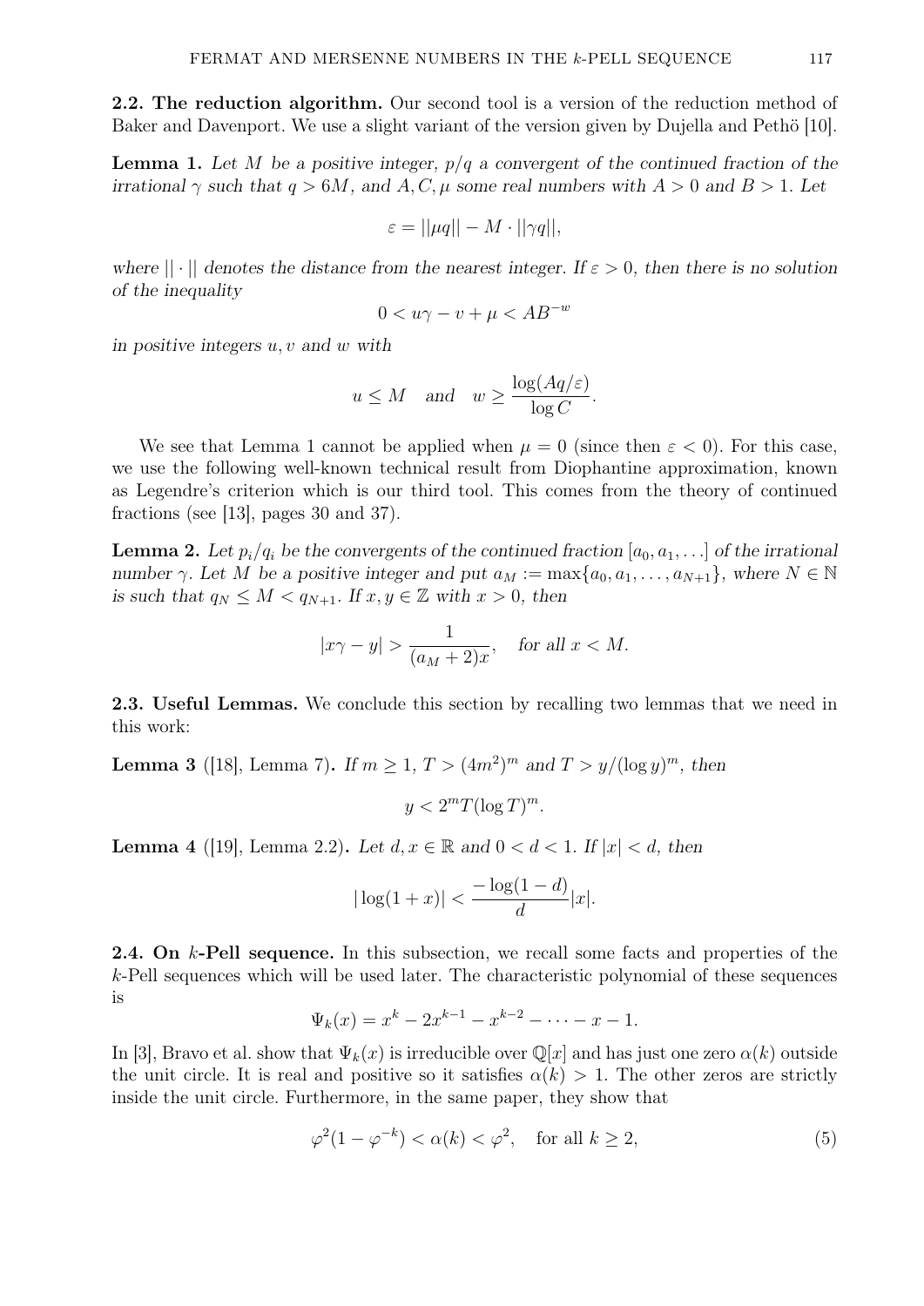**2.2. The reduction algorithm.** Our second tool is a version of the reduction method of Baker and Davenport. We use a slight variant of the version given by Dujella and Pethö [10].

**Lemma 1.** *Let $M$ be a positive integer, $p/q$ a convergent of the continued fraction of the irrational $\gamma$ such that $q > 6M$, and $A, C, \mu$ some real numbers with $A > 0$ and $B > 1$. Let*

$$\varepsilon = ||\mu q|| - M \cdot ||\gamma q||,$$

*where $||\cdot||$ denotes the distance from the nearest integer. If $\varepsilon > 0$, then there is no solution of the inequality*

$$0 < u\gamma - v + \mu < AB^{-w}$$

*in positive integers $u, v$ and $w$ with*

$$u \leq M \quad \text{and} \quad w \geq \frac{\log(Aq/\varepsilon)}{\log C}.$$

We see that Lemma 1 cannot be applied when $\mu = 0$ (since then $\varepsilon < 0$). For this case, we use the following well-known technical result from Diophantine approximation, known as Legendre's criterion which is our third tool. This comes from the theory of continued fractions (see [13], pages 30 and 37).

**Lemma 2.** *Let $p_i/q_i$ be the convergents of the continued fraction $[a_0, a_1, \ldots]$ of the irrational number $\gamma$. Let $M$ be a positive integer and put $a_M := \max\{a_0, a_1, \ldots, a_{N+1}\}$, where $N \in \mathbb{N}$ is such that $q_N \leq M < q_{N+1}$. If $x, y \in \mathbb{Z}$ with $x > 0$, then*

$$|x\gamma - y| > \frac{1}{(a_M + 2)x}, \quad \text{for all } x < M.$$

**2.3. Useful Lemmas.** We conclude this section by recalling two lemmas that we need in this work:

**Lemma 3** ([18], Lemma 7)**.** *If $m \geq 1$, $T > (4m^2)^m$ and $T > y/(\log y)^m$, then*

$$y < 2^m T(\log T)^m.$$

**Lemma 4** ([19], Lemma 2.2)**.** *Let $d, x \in \mathbb{R}$ and $0 < d < 1$. If $|x| < d$, then*

$$|\log(1 + x)| < \frac{-\log(1 - d)}{d}|x|.$$

**2.4. On $k$-Pell sequence.** In this subsection, we recall some facts and properties of the $k$-Pell sequences which will be used later. The characteristic polynomial of these sequences is

$$\Psi_k(x) = x^k - 2x^{k-1} - x^{k-2} - \cdots - x - 1.$$

In [3], Bravo et al. show that $\Psi_k(x)$ is irreducible over $\mathbb{Q}[x]$ and has just one zero $\alpha(k)$ outside the unit circle. It is real and positive so it satisfies $\alpha(k) > 1$. The other zeros are strictly inside the unit circle. Furthermore, in the same paper, they show that

$$\varphi^2(1 - \varphi^{-k}) < \alpha(k) < \varphi^2, \quad \text{for all } k \geq 2, \tag{5}$$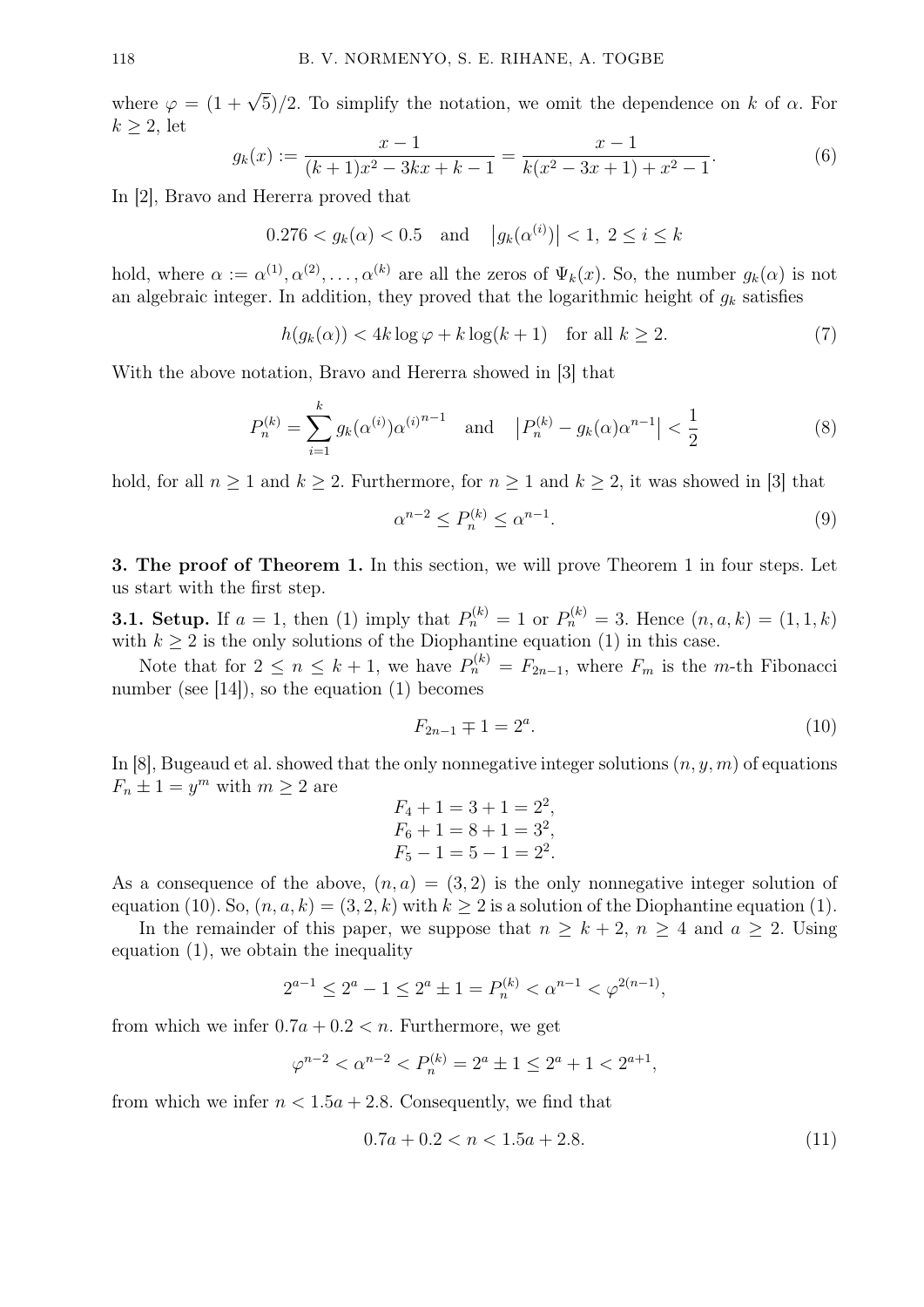where $\varphi = (1+\sqrt{5})/2$. To simplify the notation, we omit the dependence on $k$ of $\alpha$. For $k \geq 2$, let

$$g_k(x) := \frac{x-1}{(k+1)x^2 - 3kx + k - 1} = \frac{x-1}{k(x^2-3x+1) + x^2 - 1}. \tag{6}$$

In [2], Bravo and Hererra proved that

$$0.276 < g_k(\alpha) < 0.5 \quad \text{and} \quad \left|g_k(\alpha^{(i)})\right| < 1,\ 2 \leq i \leq k$$

hold, where $\alpha := \alpha^{(1)}, \alpha^{(2)}, \ldots, \alpha^{(k)}$ are all the zeros of $\Psi_k(x)$. So, the number $g_k(\alpha)$ is not an algebraic integer. In addition, they proved that the logarithmic height of $g_k$ satisfies

$$h(g_k(\alpha)) < 4k \log \varphi + k \log(k+1) \quad \text{for all } k \geq 2. \tag{7}$$

With the above notation, Bravo and Hererra showed in [3] that

$$P_n^{(k)} = \sum_{i=1}^{k} g_k(\alpha^{(i)}) {\alpha^{(i)}}^{n-1} \quad \text{and} \quad \left|P_n^{(k)} - g_k(\alpha)\alpha^{n-1}\right| < \frac{1}{2} \tag{8}$$

hold, for all $n \geq 1$ and $k \geq 2$. Furthermore, for $n \geq 1$ and $k \geq 2$, it was showed in [3] that

$$\alpha^{n-2} \leq P_n^{(k)} \leq \alpha^{n-1}. \tag{9}$$

**3. The proof of Theorem 1.** In this section, we will prove Theorem 1 in four steps. Let us start with the first step.

**3.1. Setup.** If $a = 1$, then (1) imply that $P_n^{(k)} = 1$ or $P_n^{(k)} = 3$. Hence $(n, a, k) = (1, 1, k)$ with $k \geq 2$ is the only solutions of the Diophantine equation (1) in this case.

Note that for $2 \leq n \leq k+1$, we have $P_n^{(k)} = F_{2n-1}$, where $F_m$ is the $m$-th Fibonacci number (see [14]), so the equation (1) becomes

$$F_{2n-1} \mp 1 = 2^a. \tag{10}$$

In [8], Bugeaud et al. showed that the only nonnegative integer solutions $(n, y, m)$ of equations $F_n \pm 1 = y^m$ with $m \geq 2$ are

$$F_4 + 1 = 3 + 1 = 2^2,$$
$$F_6 + 1 = 8 + 1 = 3^2,$$
$$F_5 - 1 = 5 - 1 = 2^2.$$

As a consequence of the above, $(n, a) = (3, 2)$ is the only nonnegative integer solution of equation (10). So, $(n, a, k) = (3, 2, k)$ with $k \geq 2$ is a solution of the Diophantine equation (1).

In the remainder of this paper, we suppose that $n \geq k+2$, $n \geq 4$ and $a \geq 2$. Using equation (1), we obtain the inequality

$$2^{a-1} \leq 2^a - 1 \leq 2^a \pm 1 = P_n^{(k)} < \alpha^{n-1} < \varphi^{2(n-1)},$$

from which we infer $0.7a + 0.2 < n$. Furthermore, we get

$$\varphi^{n-2} < \alpha^{n-2} < P_n^{(k)} = 2^a \pm 1 \leq 2^a + 1 < 2^{a+1},$$

from which we infer $n < 1.5a + 2.8$. Consequently, we find that

$$0.7a + 0.2 < n < 1.5a + 2.8. \tag{11}$$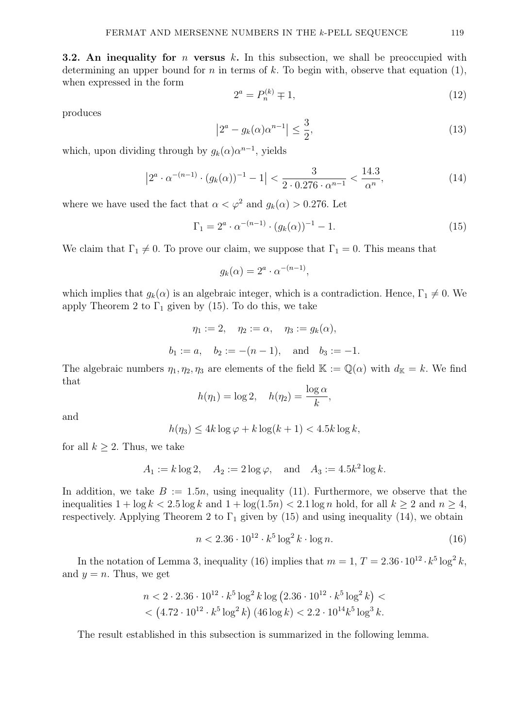**3.2. An inequality for $n$ versus $k$.** In this subsection, we shall be preoccupied with determining an upper bound for $n$ in terms of $k$. To begin with, observe that equation (1), when expressed in the form

$$2^a = P_n^{(k)} \mp 1, \tag{12}$$

produces

$$\left|2^a - g_k(\alpha)\alpha^{n-1}\right| \leq \frac{3}{2}, \tag{13}$$

which, upon dividing through by $g_k(\alpha)\alpha^{n-1}$, yields

$$\left|2^a \cdot \alpha^{-(n-1)} \cdot (g_k(\alpha))^{-1} - 1\right| < \frac{3}{2 \cdot 0.276 \cdot \alpha^{n-1}} < \frac{14.3}{\alpha^n}, \tag{14}$$

where we have used the fact that $\alpha < \varphi^2$ and $g_k(\alpha) > 0.276$. Let

$$\Gamma_1 = 2^a \cdot \alpha^{-(n-1)} \cdot (g_k(\alpha))^{-1} - 1. \tag{15}$$

We claim that $\Gamma_1 \neq 0$. To prove our claim, we suppose that $\Gamma_1 = 0$. This means that

$$g_k(\alpha) = 2^a \cdot \alpha^{-(n-1)},$$

which implies that $g_k(\alpha)$ is an algebraic integer, which is a contradiction. Hence, $\Gamma_1 \neq 0$. We apply Theorem 2 to $\Gamma_1$ given by (15). To do this, we take

$$\eta_1 := 2, \quad \eta_2 := \alpha, \quad \eta_3 := g_k(\alpha),$$

$$b_1 := a, \quad b_2 := -(n-1), \quad \text{and} \quad b_3 := -1.$$

The algebraic numbers $\eta_1, \eta_2, \eta_3$ are elements of the field $\mathbb{K} := \mathbb{Q}(\alpha)$ with $d_{\mathbb{K}} = k$. We find that

$$h(\eta_1) = \log 2, \quad h(\eta_2) = \frac{\log \alpha}{k},$$

and

$$h(\eta_3) \leq 4k \log \varphi + k \log(k+1) < 4.5k \log k,$$

for all $k \geq 2$. Thus, we take

$$A_1 := k \log 2, \quad A_2 := 2 \log \varphi, \quad \text{and} \quad A_3 := 4.5k^2 \log k.$$

In addition, we take $B := 1.5n$, using inequality (11). Furthermore, we observe that the inequalities $1 + \log k < 2.5 \log k$ and $1 + \log(1.5n) < 2.1 \log n$ hold, for all $k \geq 2$ and $n \geq 4$, respectively. Applying Theorem 2 to $\Gamma_1$ given by (15) and using inequality (14), we obtain

$$n < 2.36 \cdot 10^{12} \cdot k^5 \log^2 k \cdot \log n. \tag{16}$$

In the notation of Lemma 3, inequality (16) implies that $m = 1$, $T = 2.36 \cdot 10^{12} \cdot k^5 \log^2 k$, and $y = n$. Thus, we get

$$\begin{aligned} n &< 2 \cdot 2.36 \cdot 10^{12} \cdot k^5 \log^2 k \log\left(2.36 \cdot 10^{12} \cdot k^5 \log^2 k\right) < \\ &< \left(4.72 \cdot 10^{12} \cdot k^5 \log^2 k\right)(46 \log k) < 2.2 \cdot 10^{14} k^5 \log^3 k. \end{aligned}$$

The result established in this subsection is summarized in the following lemma.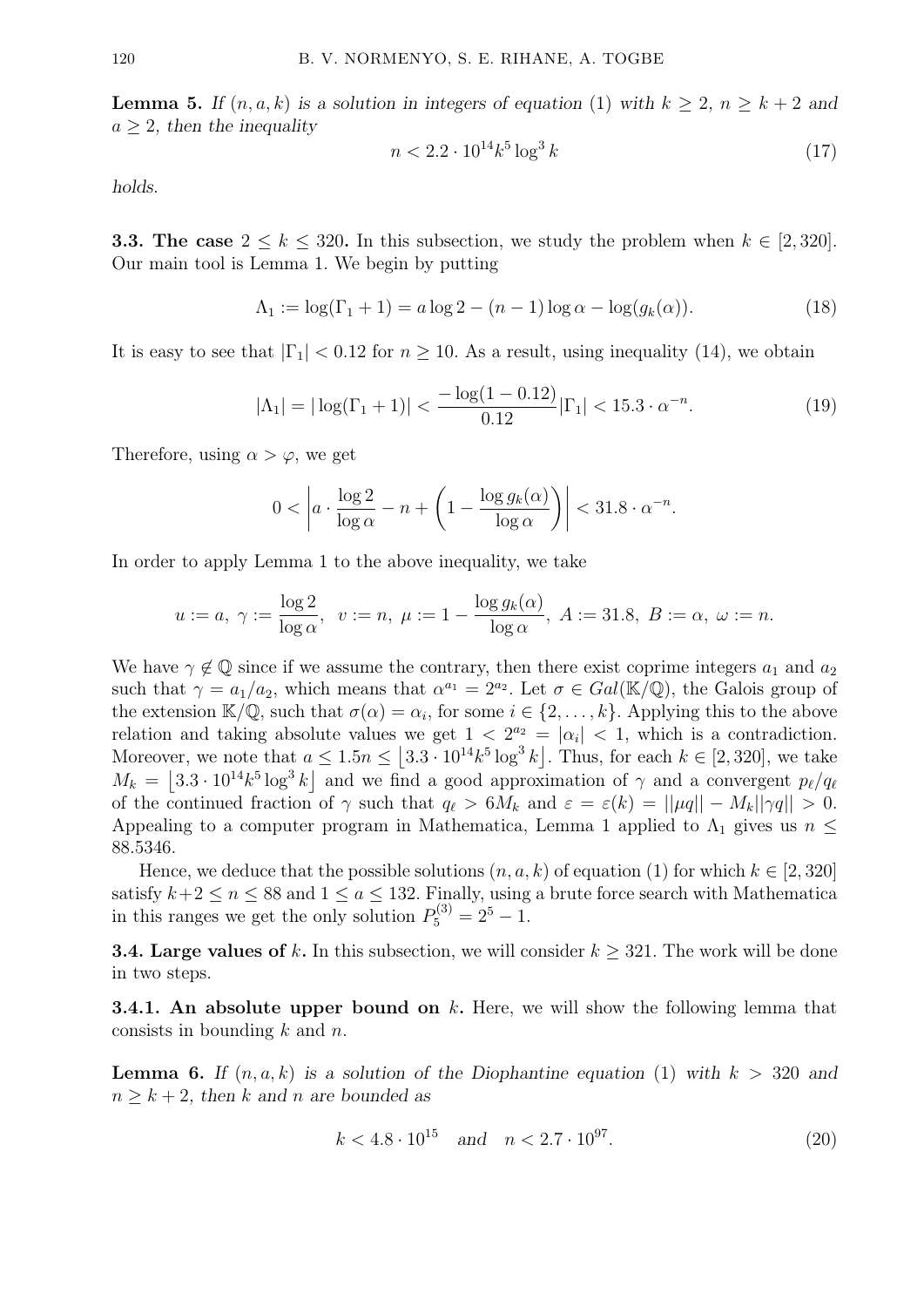**Lemma 5.** *If $(n, a, k)$ is a solution in integers of equation (1) with $k \geq 2$, $n \geq k+2$ and $a \geq 2$, then the inequality*

$$n < 2.2 \cdot 10^{14} k^5 \log^3 k \tag{17}$$

*holds.*

**3.3. The case $2 \leq k \leq 320$.** In this subsection, we study the problem when $k \in [2, 320]$. Our main tool is Lemma 1. We begin by putting

$$\Lambda_1 := \log(\Gamma_1 + 1) = a \log 2 - (n-1) \log \alpha - \log(g_k(\alpha)). \tag{18}$$

It is easy to see that $|\Gamma_1| < 0.12$ for $n \geq 10$. As a result, using inequality (14), we obtain

$$|\Lambda_1| = |\log(\Gamma_1 + 1)| < \frac{-\log(1 - 0.12)}{0.12} |\Gamma_1| < 15.3 \cdot \alpha^{-n}. \tag{19}$$

Therefore, using $\alpha > \varphi$, we get

$$0 < \left| a \cdot \frac{\log 2}{\log \alpha} - n + \left(1 - \frac{\log g_k(\alpha)}{\log \alpha}\right) \right| < 31.8 \cdot \alpha^{-n}.$$

In order to apply Lemma 1 to the above inequality, we take

$$u := a,\ \gamma := \frac{\log 2}{\log \alpha},\ \ v := n,\ \mu := 1 - \frac{\log g_k(\alpha)}{\log \alpha},\ A := 31.8,\ B := \alpha,\ \omega := n.$$

We have $\gamma \notin \mathbb{Q}$ since if we assume the contrary, then there exist coprime integers $a_1$ and $a_2$ such that $\gamma = a_1/a_2$, which means that $\alpha^{a_1} = 2^{a_2}$. Let $\sigma \in Gal(\mathbb{K}/\mathbb{Q})$, the Galois group of the extension $\mathbb{K}/\mathbb{Q}$, such that $\sigma(\alpha) = \alpha_i$, for some $i \in \{2, \ldots, k\}$. Applying this to the above relation and taking absolute values we get $1 < 2^{a_2} = |\alpha_i| < 1$, which is a contradiction. Moreover, we note that $a \leq 1.5n \leq \lfloor 3.3 \cdot 10^{14} k^5 \log^3 k \rfloor$. Thus, for each $k \in [2, 320]$, we take $M_k = \lfloor 3.3 \cdot 10^{14} k^5 \log^3 k \rfloor$ and we find a good approximation of $\gamma$ and a convergent $p_\ell/q_\ell$ of the continued fraction of $\gamma$ such that $q_\ell > 6M_k$ and $\varepsilon = \varepsilon(k) = ||\mu q|| - M_k ||\gamma q|| > 0$. Appealing to a computer program in Mathematica, Lemma 1 applied to $\Lambda_1$ gives us $n \leq 88.5346$.

Hence, we deduce that the possible solutions $(n, a, k)$ of equation (1) for which $k \in [2, 320]$ satisfy $k+2 \leq n \leq 88$ and $1 \leq a \leq 132$. Finally, using a brute force search with Mathematica in this ranges we get the only solution $P_5^{(3)} = 2^5 - 1$.

**3.4. Large values of $k$.** In this subsection, we will consider $k \geq 321$. The work will be done in two steps.

**3.4.1. An absolute upper bound on $k$.** Here, we will show the following lemma that consists in bounding $k$ and $n$.

**Lemma 6.** *If $(n, a, k)$ is a solution of the Diophantine equation (1) with $k > 320$ and $n \geq k+2$, then $k$ and $n$ are bounded as*

$$k < 4.8 \cdot 10^{15} \quad and \quad n < 2.7 \cdot 10^{97}. \tag{20}$$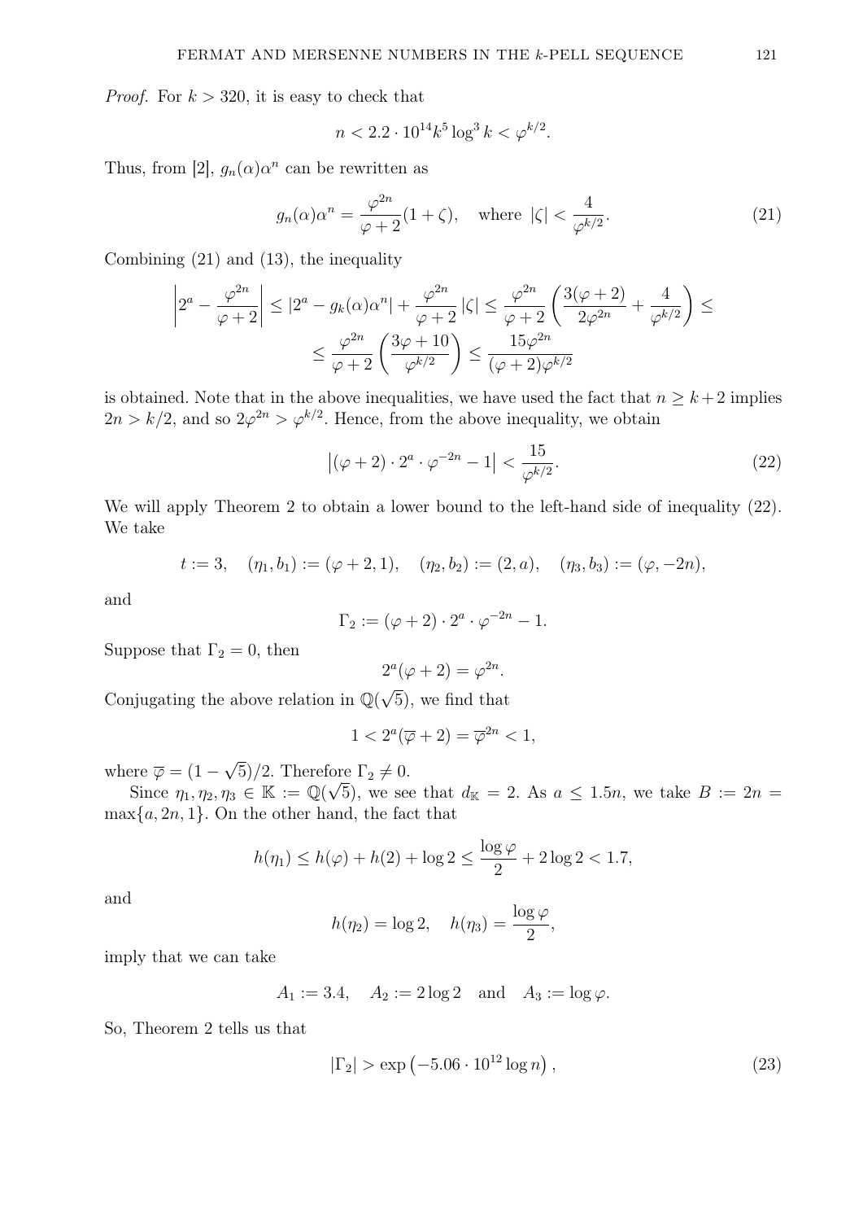*Proof.* For $k > 320$, it is easy to check that

$$n < 2.2 \cdot 10^{14} k^5 \log^3 k < \varphi^{k/2}.$$

Thus, from [2], $g_n(\alpha)\alpha^n$ can be rewritten as

$$g_n(\alpha)\alpha^n = \frac{\varphi^{2n}}{\varphi + 2}(1 + \zeta), \quad \text{where } |\zeta| < \frac{4}{\varphi^{k/2}}. \tag{21}$$

Combining (21) and (13), the inequality

$$\left|2^a - \frac{\varphi^{2n}}{\varphi + 2}\right| \leq |2^a - g_k(\alpha)\alpha^n| + \frac{\varphi^{2n}}{\varphi + 2}|\zeta| \leq \frac{\varphi^{2n}}{\varphi + 2}\left(\frac{3(\varphi + 2)}{2\varphi^{2n}} + \frac{4}{\varphi^{k/2}}\right) \leq$$
$$\leq \frac{\varphi^{2n}}{\varphi + 2}\left(\frac{3\varphi + 10}{\varphi^{k/2}}\right) \leq \frac{15\varphi^{2n}}{(\varphi + 2)\varphi^{k/2}}$$

is obtained. Note that in the above inequalities, we have used the fact that $n \geq k + 2$ implies $2n > k/2$, and so $2\varphi^{2n} > \varphi^{k/2}$. Hence, from the above inequality, we obtain

$$\left|(\varphi + 2) \cdot 2^a \cdot \varphi^{-2n} - 1\right| < \frac{15}{\varphi^{k/2}}. \tag{22}$$

We will apply Theorem 2 to obtain a lower bound to the left-hand side of inequality (22). We take

$$t := 3, \quad (\eta_1, b_1) := (\varphi + 2, 1), \quad (\eta_2, b_2) := (2, a), \quad (\eta_3, b_3) := (\varphi, -2n),$$

and

$$\Gamma_2 := (\varphi + 2) \cdot 2^a \cdot \varphi^{-2n} - 1.$$

Suppose that $\Gamma_2 = 0$, then

$$2^a(\varphi + 2) = \varphi^{2n}.$$

Conjugating the above relation in $\mathbb{Q}(\sqrt{5})$, we find that

$$1 < 2^a(\overline{\varphi} + 2) = \overline{\varphi}^{2n} < 1,$$

where $\overline{\varphi} = (1 - \sqrt{5})/2$. Therefore $\Gamma_2 \neq 0$.

Since $\eta_1, \eta_2, \eta_3 \in \mathbb{K} := \mathbb{Q}(\sqrt{5})$, we see that $d_{\mathbb{K}} = 2$. As $a \leq 1.5n$, we take $B := 2n = \max\{a, 2n, 1\}$. On the other hand, the fact that

$$h(\eta_1) \leq h(\varphi) + h(2) + \log 2 \leq \frac{\log \varphi}{2} + 2\log 2 < 1.7,$$

and

$$h(\eta_2) = \log 2, \quad h(\eta_3) = \frac{\log \varphi}{2},$$

imply that we can take

$$A_1 := 3.4, \quad A_2 := 2\log 2 \quad \text{and} \quad A_3 := \log \varphi.$$

So, Theorem 2 tells us that

$$|\Gamma_2| > \exp\left(-5.06 \cdot 10^{12} \log n\right), \tag{23}$$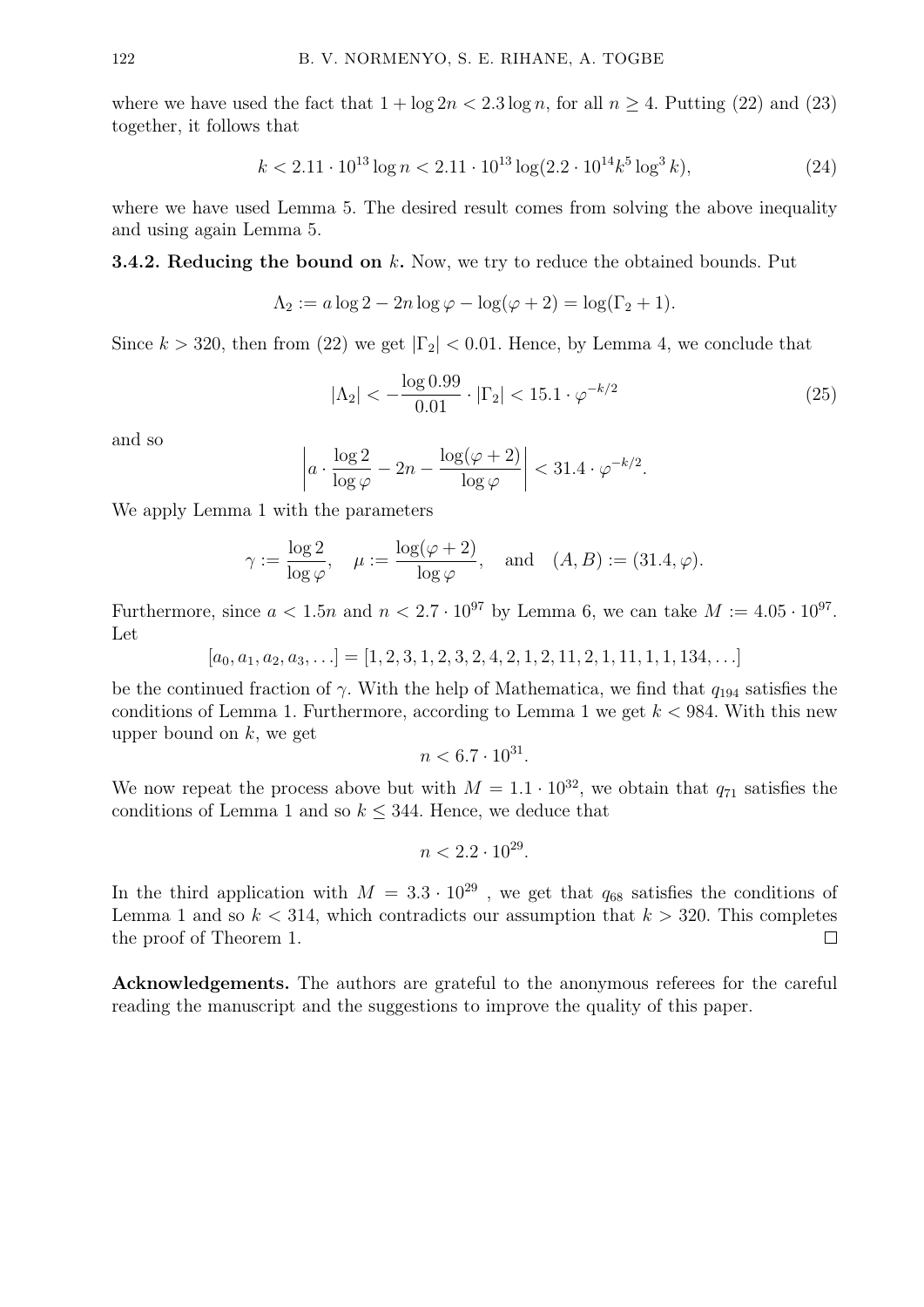where we have used the fact that $1 + \log 2n < 2.3 \log n$, for all $n \geq 4$. Putting (22) and (23) together, it follows that

$$k < 2.11 \cdot 10^{13} \log n < 2.11 \cdot 10^{13} \log(2.2 \cdot 10^{14} k^5 \log^3 k), \tag{24}$$

where we have used Lemma 5. The desired result comes from solving the above inequality and using again Lemma 5.

**3.4.2. Reducing the bound on $k$.** Now, we try to reduce the obtained bounds. Put

$$\Lambda_2 := a \log 2 - 2n \log \varphi - \log(\varphi + 2) = \log(\Gamma_2 + 1).$$

Since $k > 320$, then from (22) we get $|\Gamma_2| < 0.01$. Hence, by Lemma 4, we conclude that

$$|\Lambda_2| < -\frac{\log 0.99}{0.01} \cdot |\Gamma_2| < 15.1 \cdot \varphi^{-k/2} \tag{25}$$

and so

$$\left| a \cdot \frac{\log 2}{\log \varphi} - 2n - \frac{\log(\varphi + 2)}{\log \varphi} \right| < 31.4 \cdot \varphi^{-k/2}.$$

We apply Lemma 1 with the parameters

$$\gamma := \frac{\log 2}{\log \varphi}, \quad \mu := \frac{\log(\varphi + 2)}{\log \varphi}, \quad \text{and} \quad (A, B) := (31.4, \varphi).$$

Furthermore, since $a < 1.5n$ and $n < 2.7 \cdot 10^{97}$ by Lemma 6, we can take $M := 4.05 \cdot 10^{97}$. Let

$$[a_0, a_1, a_2, a_3, \ldots] = [1, 2, 3, 1, 2, 3, 2, 4, 2, 1, 2, 11, 2, 1, 11, 1, 1, 134, \ldots]$$

be the continued fraction of $\gamma$. With the help of Mathematica, we find that $q_{194}$ satisfies the conditions of Lemma 1. Furthermore, according to Lemma 1 we get $k < 984$. With this new upper bound on $k$, we get

$$n < 6.7 \cdot 10^{31}.$$

We now repeat the process above but with $M = 1.1 \cdot 10^{32}$, we obtain that $q_{71}$ satisfies the conditions of Lemma 1 and so $k \leq 344$. Hence, we deduce that

$$n < 2.2 \cdot 10^{29}.$$

In the third application with $M = 3.3 \cdot 10^{29}$ , we get that $q_{68}$ satisfies the conditions of Lemma 1 and so $k < 314$, which contradicts our assumption that $k > 320$. This completes the proof of Theorem 1. $\square$

**Acknowledgements.** The authors are grateful to the anonymous referees for the careful reading the manuscript and the suggestions to improve the quality of this paper.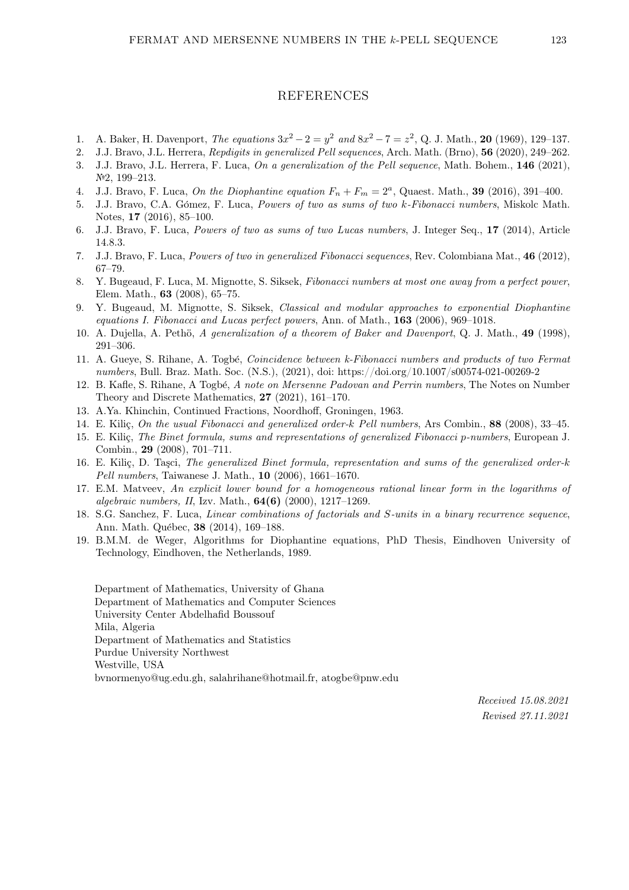## REFERENCES

1. A. Baker, H. Davenport, *The equations $3x^2 - 2 = y^2$ and $8x^2 - 7 = z^2$*, Q. J. Math., **20** (1969), 129–137.
2. J.J. Bravo, J.L. Herrera, *Repdigits in generalized Pell sequences*, Arch. Math. (Brno), **56** (2020), 249–262.
3. J.J. Bravo, J.L. Herrera, F. Luca, *On a generalization of the Pell sequence*, Math. Bohem., **146** (2021), №2, 199–213.
4. J.J. Bravo, F. Luca, *On the Diophantine equation $F_n + F_m = 2^a$*, Quaest. Math., **39** (2016), 391–400.
5. J.J. Bravo, C.A. Gómez, F. Luca, *Powers of two as sums of two k-Fibonacci numbers*, Miskolc Math. Notes, **17** (2016), 85–100.
6. J.J. Bravo, F. Luca, *Powers of two as sums of two Lucas numbers*, J. Integer Seq., **17** (2014), Article 14.8.3.
7. J.J. Bravo, F. Luca, *Powers of two in generalized Fibonacci sequences*, Rev. Colombiana Mat., **46** (2012), 67–79.
8. Y. Bugeaud, F. Luca, M. Mignotte, S. Siksek, *Fibonacci numbers at most one away from a perfect power*, Elem. Math., **63** (2008), 65–75.
9. Y. Bugeaud, M. Mignotte, S. Siksek, *Classical and modular approaches to exponential Diophantine equations I. Fibonacci and Lucas perfect powers*, Ann. of Math., **163** (2006), 969–1018.
10. A. Dujella, A. Pethö, *A generalization of a theorem of Baker and Davenport*, Q. J. Math., **49** (1998), 291–306.
11. A. Gueye, S. Rihane, A. Togbé, *Coincidence between k-Fibonacci numbers and products of two Fermat numbers*, Bull. Braz. Math. Soc. (N.S.), (2021), doi: https://doi.org/10.1007/s00574-021-00269-2
12. B. Kafle, S. Rihane, A Togbé, *A note on Mersenne Padovan and Perrin numbers*, The Notes on Number Theory and Discrete Mathematics, **27** (2021), 161–170.
13. A.Ya. Khinchin, Continued Fractions, Noordhoff, Groningen, 1963.
14. E. Kiliç, *On the usual Fibonacci and generalized order-k Pell numbers*, Ars Combin., **88** (2008), 33–45.
15. E. Kiliç, *The Binet formula, sums and representations of generalized Fibonacci p-numbers*, European J. Combin., **29** (2008), 701–711.
16. E. Kiliç, D. Taşci, *The generalized Binet formula, representation and sums of the generalized order-k Pell numbers*, Taiwanese J. Math., **10** (2006), 1661–1670.
17. E.M. Matveev, *An explicit lower bound for a homogeneous rational linear form in the logarithms of algebraic numbers, II*, Izv. Math., **64(6)** (2000), 1217–1269.
18. S.G. Sanchez, F. Luca, *Linear combinations of factorials and S-units in a binary recurrence sequence*, Ann. Math. Québec, **38** (2014), 169–188.
19. B.M.M. de Weger, Algorithms for Diophantine equations, PhD Thesis, Eindhoven University of Technology, Eindhoven, the Netherlands, 1989.

Department of Mathematics, University of Ghana
Department of Mathematics and Computer Sciences
University Center Abdelhafid Boussouf
Mila, Algeria
Department of Mathematics and Statistics
Purdue University Northwest
Westville, USA
bvnormenyo@ug.edu.gh, salahrihane@hotmail.fr, atogbe@pnw.edu

*Received 15.08.2021*
*Revised 27.11.2021*